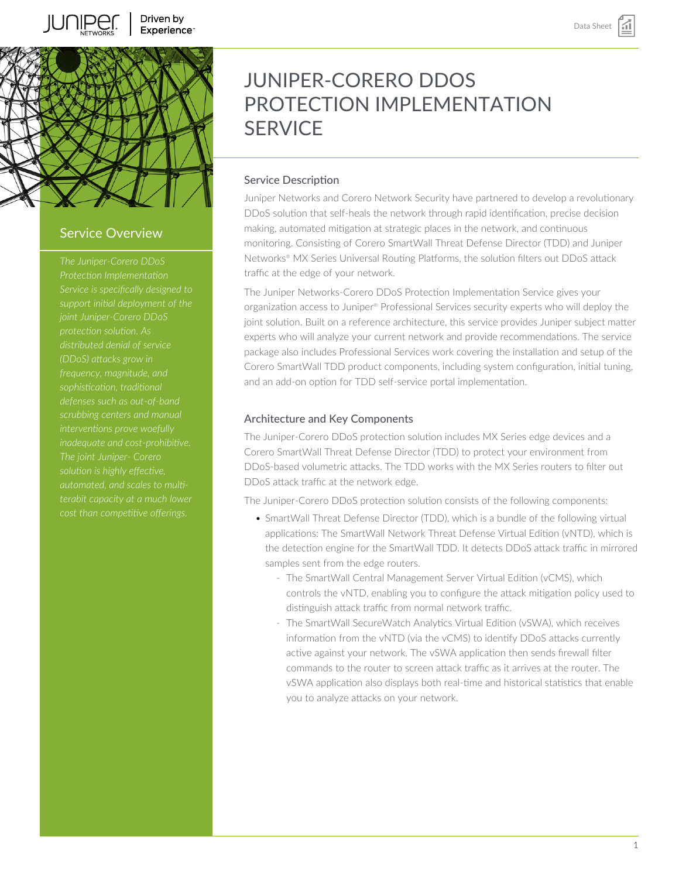# JUNIPER-CORERO DDOS PROTECTION IMPLEMENTATION SERVICE

## Service Overview

*The Juniper-Corero DDoS Protection Implementation Service is specifically designed to support initial deployment of the joint Juniper-Corero DDoS protection solution. As distributed denial of service (DDoS) attacks grow in frequency, magnitude, and sophistication, traditional defenses such as out-of-band scrubbing centers and manual interventions prove woefully inadequate and cost-prohibitive. The joint Juniper- Corero solution is highly effective, automated, and scales to multi-terabit capacity at a much lower cost than competitive offerings.*

## Service Description

Juniper Networks and Corero Network Security have partnered to develop a revolutionary DDoS solution that self-heals the network through rapid identification, precise decision making, automated mitigation at strategic places in the network, and continuous monitoring. Consisting of Corero SmartWall Threat Defense Director (TDD) and Juniper Networks® MX Series Universal Routing Platforms, the solution filters out DDoS attack traffic at the edge of your network.

The Juniper Networks-Corero DDoS Protection Implementation Service gives your organization access to Juniper® Professional Services security experts who will deploy the joint solution. Built on a reference architecture, this service provides Juniper subject matter experts who will analyze your current network and provide recommendations. The service package also includes Professional Services work covering the installation and setup of the Corero SmartWall TDD product components, including system configuration, initial tuning, and an add-on option for TDD self-service portal implementation.

## Architecture and Key Components

The Juniper-Corero DDoS protection solution includes MX Series edge devices and a Corero SmartWall Threat Defense Director (TDD) to protect your environment from DDoS-based volumetric attacks. The TDD works with the MX Series routers to filter out DDoS attack traffic at the network edge.

The Juniper-Corero DDoS protection solution consists of the following components:

- SmartWall Threat Defense Director (TDD), which is a bundle of the following virtual applications: The SmartWall Network Threat Defense Virtual Edition (vNTD), which is the detection engine for the SmartWall TDD. It detects DDoS attack traffic in mirrored samples sent from the edge routers.
  - The SmartWall Central Management Server Virtual Edition (vCMS), which controls the vNTD, enabling you to configure the attack mitigation policy used to distinguish attack traffic from normal network traffic.
  - The SmartWall SecureWatch Analytics Virtual Edition (vSWA), which receives information from the vNTD (via the vCMS) to identify DDoS attacks currently active against your network. The vSWA application then sends firewall filter commands to the router to screen attack traffic as it arrives at the router. The vSWA application also displays both real-time and historical statistics that enable you to analyze attacks on your network.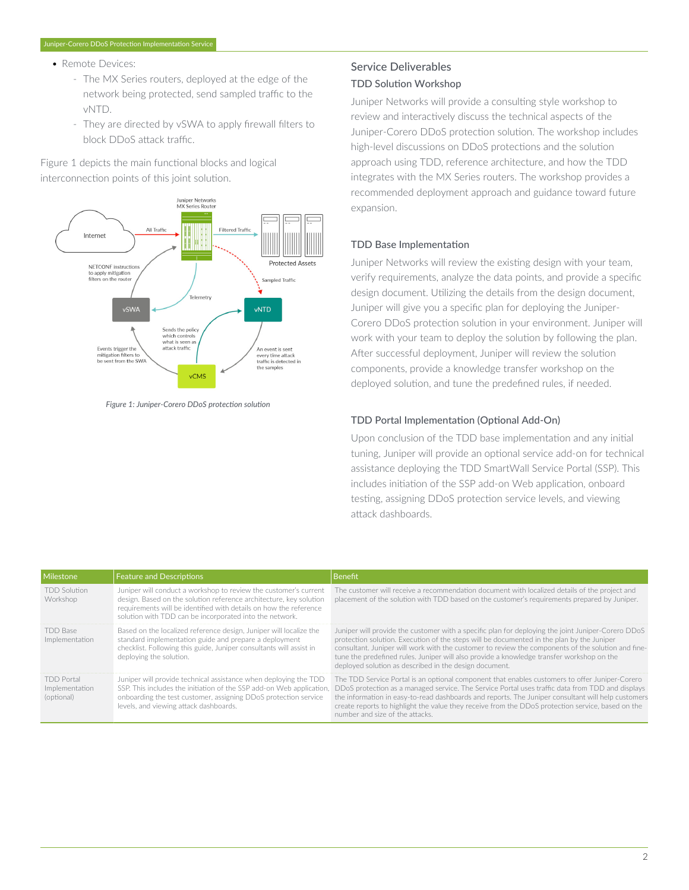- Remote Devices:
  - The MX Series routers, deployed at the edge of the network being protected, send sampled traffic to the vNTD.
  - They are directed by vSWA to apply firewall filters to block DDoS attack traffic.

Figure 1 depicts the main functional blocks and logical interconnection points of this joint solution.

*Figure 1: Juniper-Corero DDoS protection solution*

## Service Deliverables

### TDD Solution Workshop

Juniper Networks will provide a consulting style workshop to review and interactively discuss the technical aspects of the Juniper-Corero DDoS protection solution. The workshop includes high-level discussions on DDoS protections and the solution approach using TDD, reference architecture, and how the TDD integrates with the MX Series routers. The workshop provides a recommended deployment approach and guidance toward future expansion.

### TDD Base Implementation

Juniper Networks will review the existing design with your team, verify requirements, analyze the data points, and provide a specific design document. Utilizing the details from the design document, Juniper will give you a specific plan for deploying the Juniper-Corero DDoS protection solution in your environment. Juniper will work with your team to deploy the solution by following the plan. After successful deployment, Juniper will review the solution components, provide a knowledge transfer workshop on the deployed solution, and tune the predefined rules, if needed.

### TDD Portal Implementation (Optional Add-On)

Upon conclusion of the TDD base implementation and any initial tuning, Juniper will provide an optional service add-on for technical assistance deploying the TDD SmartWall Service Portal (SSP). This includes initiation of the SSP add-on Web application, onboard testing, assigning DDoS protection service levels, and viewing attack dashboards.

| Milestone | Feature and Descriptions | Benefit |
| --- | --- | --- |
| TDD Solution Workshop | Juniper will conduct a workshop to review the customer's current design. Based on the solution reference architecture, key solution requirements will be identified with details on how the reference solution with TDD can be incorporated into the network. | The customer will receive a recommendation document with localized details of the project and placement of the solution with TDD based on the customer's requirements prepared by Juniper. |
| TDD Base Implementation | Based on the localized reference design, Juniper will localize the standard implementation guide and prepare a deployment checklist. Following this guide, Juniper consultants will assist in deploying the solution. | Juniper will provide the customer with a specific plan for deploying the joint Juniper-Corero DDoS protection solution. Execution of the steps will be documented in the plan by the Juniper consultant. Juniper will work with the customer to review the components of the solution and fine-tune the predefined rules. Juniper will also provide a knowledge transfer workshop on the deployed solution as described in the design document. |
| TDD Portal Implementation (optional) | Juniper will provide technical assistance when deploying the TDD SSP. This includes the initiation of the SSP add-on Web application, onboarding the test customer, assigning DDoS protection service levels, and viewing attack dashboards. | The TDD Service Portal is an optional component that enables customers to offer Juniper-Corero DDoS protection as a managed service. The Service Portal uses traffic data from TDD and displays the information in easy-to-read dashboards and reports. The Juniper consultant will help customers create reports to highlight the value they receive from the DDoS protection service, based on the number and size of the attacks. |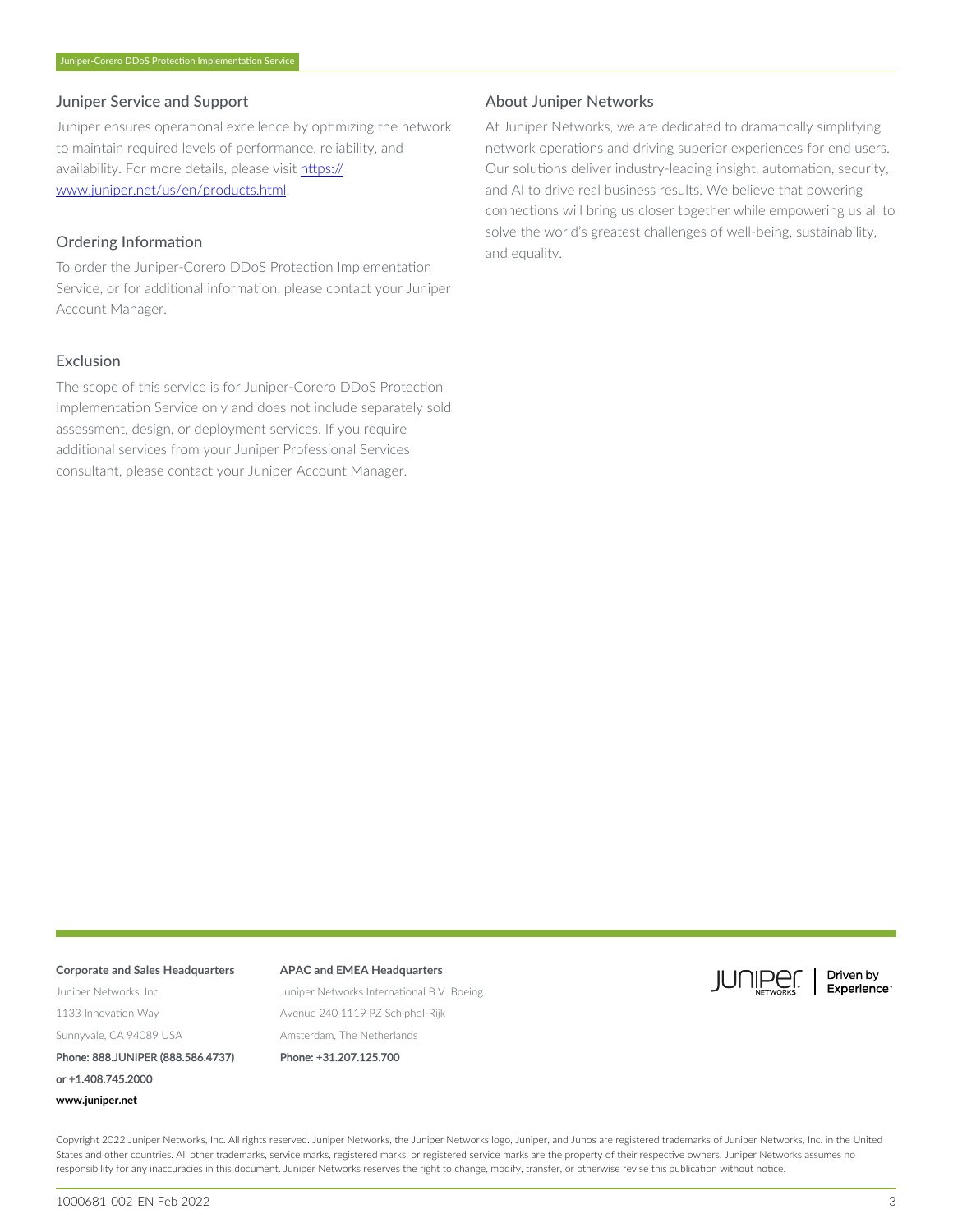## Juniper Service and Support

Juniper ensures operational excellence by optimizing the network to maintain required levels of performance, reliability, and availability. For more details, please visit [https://www.juniper.net/us/en/products.html](https://www.juniper.net/us/en/products.html).

## Ordering Information

To order the Juniper-Corero DDoS Protection Implementation Service, or for additional information, please contact your Juniper Account Manager.

## Exclusion

The scope of this service is for Juniper-Corero DDoS Protection Implementation Service only and does not include separately sold assessment, design, or deployment services. If you require additional services from your Juniper Professional Services consultant, please contact your Juniper Account Manager.

## About Juniper Networks

At Juniper Networks, we are dedicated to dramatically simplifying network operations and driving superior experiences for end users. Our solutions deliver industry-leading insight, automation, security, and AI to drive real business results. We believe that powering connections will bring us closer together while empowering us all to solve the world's greatest challenges of well-being, sustainability, and equality.

**Corporate and Sales Headquarters**
Juniper Networks, Inc.
1133 Innovation Way
Sunnyvale, CA 94089 USA
**Phone: 888.JUNIPER (888.586.4737)**
**or +1.408.745.2000**
**www.juniper.net**

**APAC and EMEA Headquarters**
Juniper Networks International B.V. Boeing
Avenue 240 1119 PZ Schiphol-Rijk
Amsterdam, The Netherlands
**Phone: +31.207.125.700**

Juniper Networks | Driven by Experience

Copyright 2022 Juniper Networks, Inc. All rights reserved. Juniper Networks, the Juniper Networks logo, Juniper, and Junos are registered trademarks of Juniper Networks, Inc. in the United States and other countries. All other trademarks, service marks, registered marks, or registered service marks are the property of their respective owners. Juniper Networks assumes no responsibility for any inaccuracies in this document. Juniper Networks reserves the right to change, modify, transfer, or otherwise revise this publication without notice.

1000681-002-EN Feb 2022